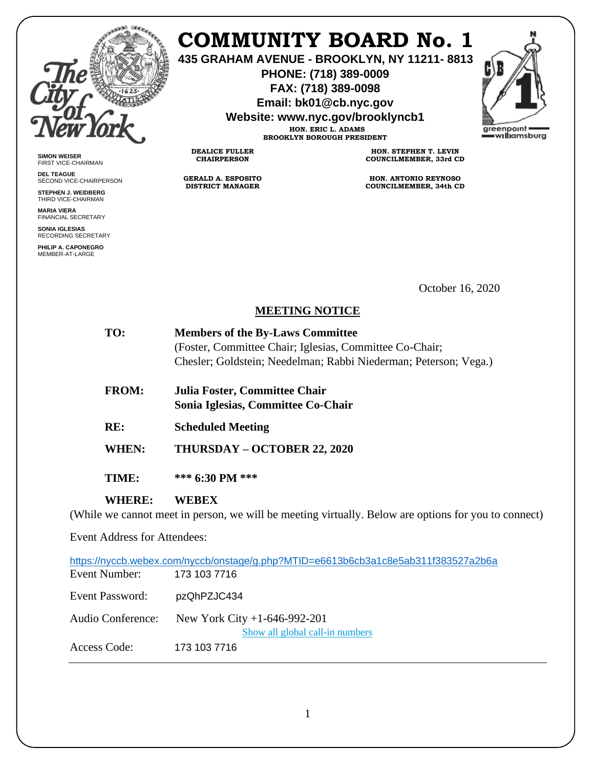# COMMUNITY BOARD No. 1

**435 GRAHAM AVENUE - BROOKLYN, NY 11211- 8813**
**PHONE: (718) 389-0009**
**FAX: (718) 389-0098**
**Email: bk01@cb.nyc.gov**
**Website: www.nyc.gov/brooklyncb1**

**HON. ERIC L. ADAMS**
**BROOKLYN BOROUGH PRESIDENT**

**SIMON WEISER**
FIRST VICE-CHAIRMAN

**DEL TEAGUE**
SECOND VICE-CHAIRPERSON

**STEPHEN J. WEIDBERG**
THIRD VICE-CHAIRMAN

**MARIA VIERA**
FINANCIAL SECRETARY

**SONIA IGLESIAS**
RECORDING SECRETARY

**PHILIP A. CAPONEGRO**
MEMBER-AT-LARGE

**DEALICE FULLER**
**CHAIRPERSON**

**GERALD A. ESPOSITO**
**DISTRICT MANAGER**

**HON. STEPHEN T. LEVIN**
**COUNCILMEMBER, 33rd CD**

**HON. ANTONIO REYNOSO**
**COUNCILMEMBER, 34th CD**

October 16, 2020

## MEETING NOTICE

**TO:** **Members of the By-Laws Committee**
(Foster, Committee Chair; Iglesias, Committee Co-Chair; Chesler; Goldstein; Needelman; Rabbi Niederman; Peterson; Vega.)

**FROM:** **Julia Foster, Committee Chair**
**Sonia Iglesias, Committee Co-Chair**

**RE:** **Scheduled Meeting**

**WHEN:** **THURSDAY – OCTOBER 22, 2020**

**TIME:** **\*\*\* 6:30 PM \*\*\***

**WHERE:** **WEBEX**

(While we cannot meet in person, we will be meeting virtually. Below are options for you to connect)

Event Address for Attendees:

https://nyccb.webex.com/nyccb/onstage/g.php?MTID=e6613b6cb3a1c8e5ab311f383527a2b6a

Event Number: 173 103 7716

Event Password: pzQhPZJC434

Audio Conference: New York City +1-646-992-201
Show all global call-in numbers

Access Code: 173 103 7716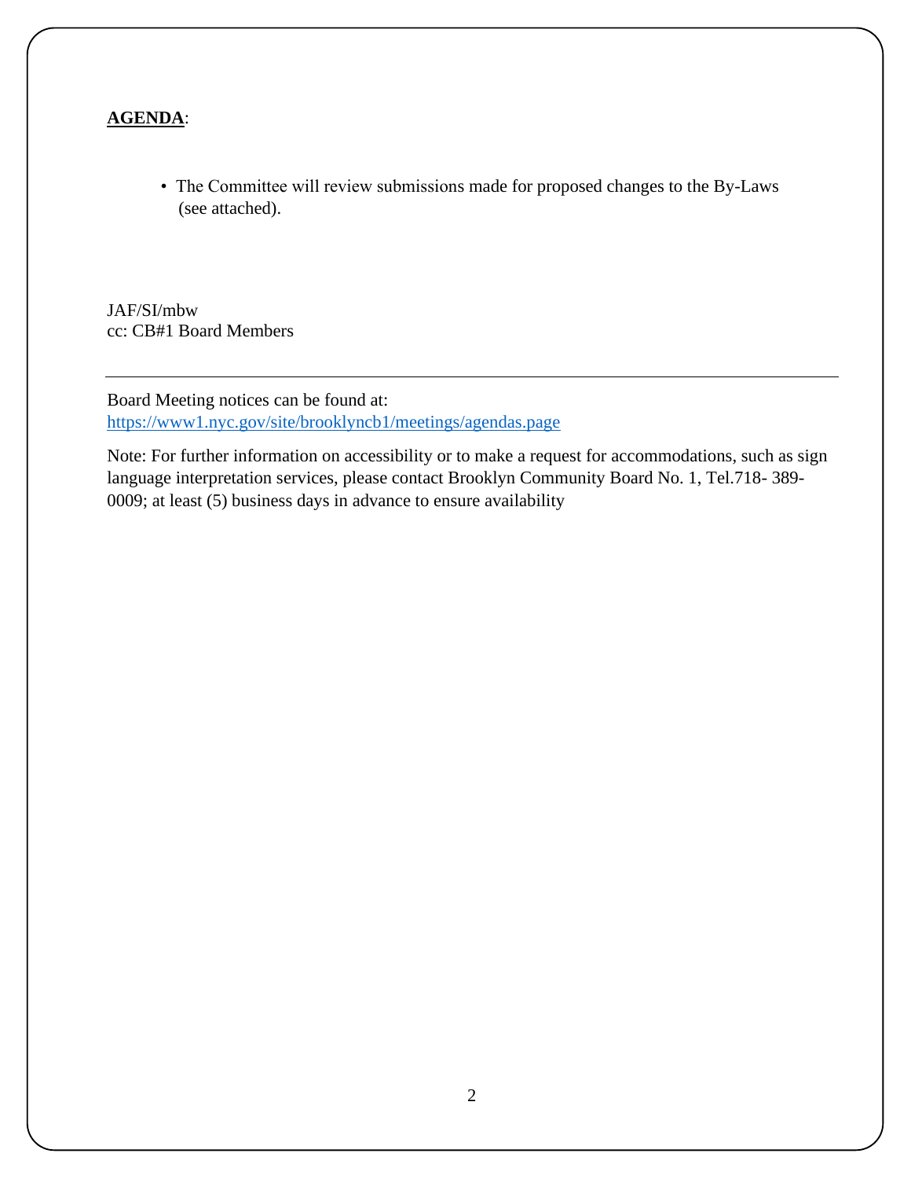**AGENDA**:

- The Committee will review submissions made for proposed changes to the By-Laws (see attached).

JAF/SI/mbw
cc: CB#1 Board Members

---

Board Meeting notices can be found at:
https://www1.nyc.gov/site/brooklyncb1/meetings/agendas.page

Note: For further information on accessibility or to make a request for accommodations, such as sign language interpretation services, please contact Brooklyn Community Board No. 1, Tel.718- 389-0009; at least (5) business days in advance to ensure availability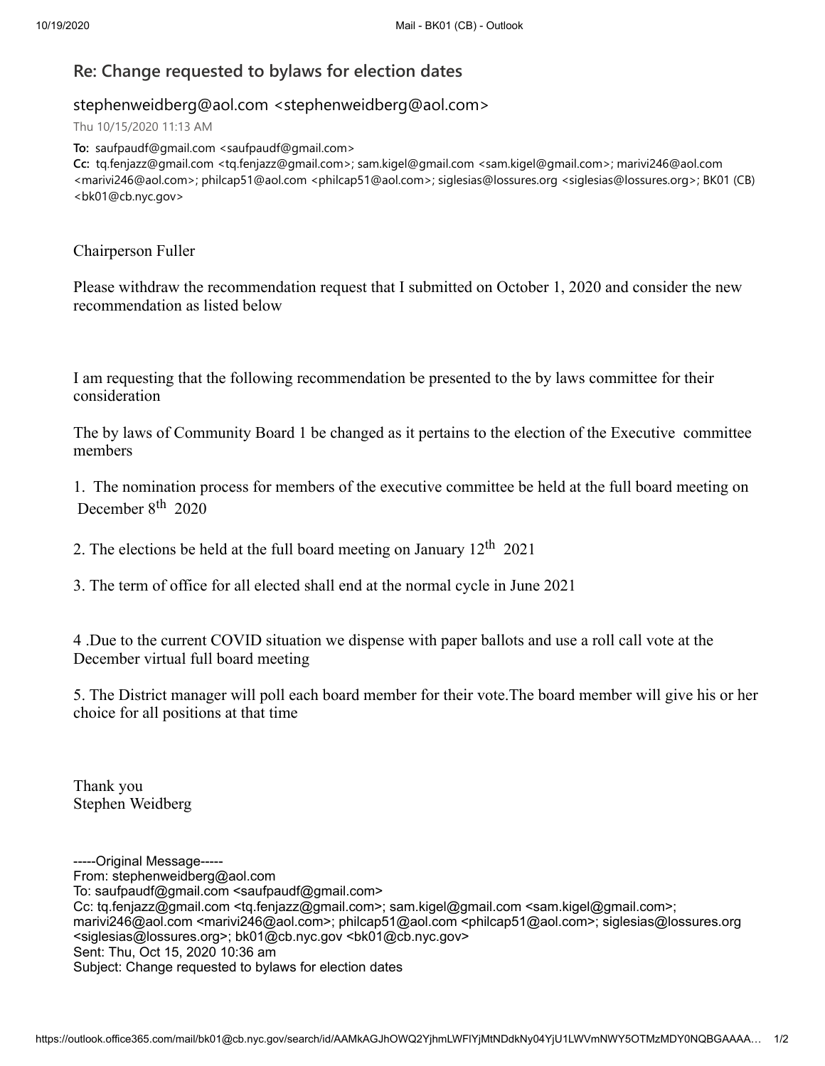## Re: Change requested to bylaws for election dates

stephenweidberg@aol.com <stephenweidberg@aol.com>

Thu 10/15/2020 11:13 AM

**To:** saufpaudf@gmail.com <saufpaudf@gmail.com>

**Cc:** tq.fenjazz@gmail.com <tq.fenjazz@gmail.com>; sam.kigel@gmail.com <sam.kigel@gmail.com>; marivi246@aol.com <marivi246@aol.com>; philcap51@aol.com <philcap51@aol.com>; siglesias@lossures.org <siglesias@lossures.org>; BK01 (CB) <bk01@cb.nyc.gov>

Chairperson Fuller

Please withdraw the recommendation request that I submitted on October 1, 2020 and consider the new recommendation as listed below

I am requesting that the following recommendation be presented to the by laws committee for their consideration

The by laws of Community Board 1 be changed as it pertains to the election of the Executive committee members

1. The nomination process for members of the executive committee be held at the full board meeting on December 8th 2020

2. The elections be held at the full board meeting on January 12th 2021

3. The term of office for all elected shall end at the normal cycle in June 2021

4 .Due to the current COVID situation we dispense with paper ballots and use a roll call vote at the December virtual full board meeting

5. The District manager will poll each board member for their vote.The board member will give his or her choice for all positions at that time

Thank you
Stephen Weidberg

-----Original Message-----
From: stephenweidberg@aol.com
To: saufpaudf@gmail.com <saufpaudf@gmail.com>
Cc: tq.fenjazz@gmail.com <tq.fenjazz@gmail.com>; sam.kigel@gmail.com <sam.kigel@gmail.com>; marivi246@aol.com <marivi246@aol.com>; philcap51@aol.com <philcap51@aol.com>; siglesias@lossures.org <siglesias@lossures.org>; bk01@cb.nyc.gov <bk01@cb.nyc.gov>
Sent: Thu, Oct 15, 2020 10:36 am
Subject: Change requested to bylaws for election dates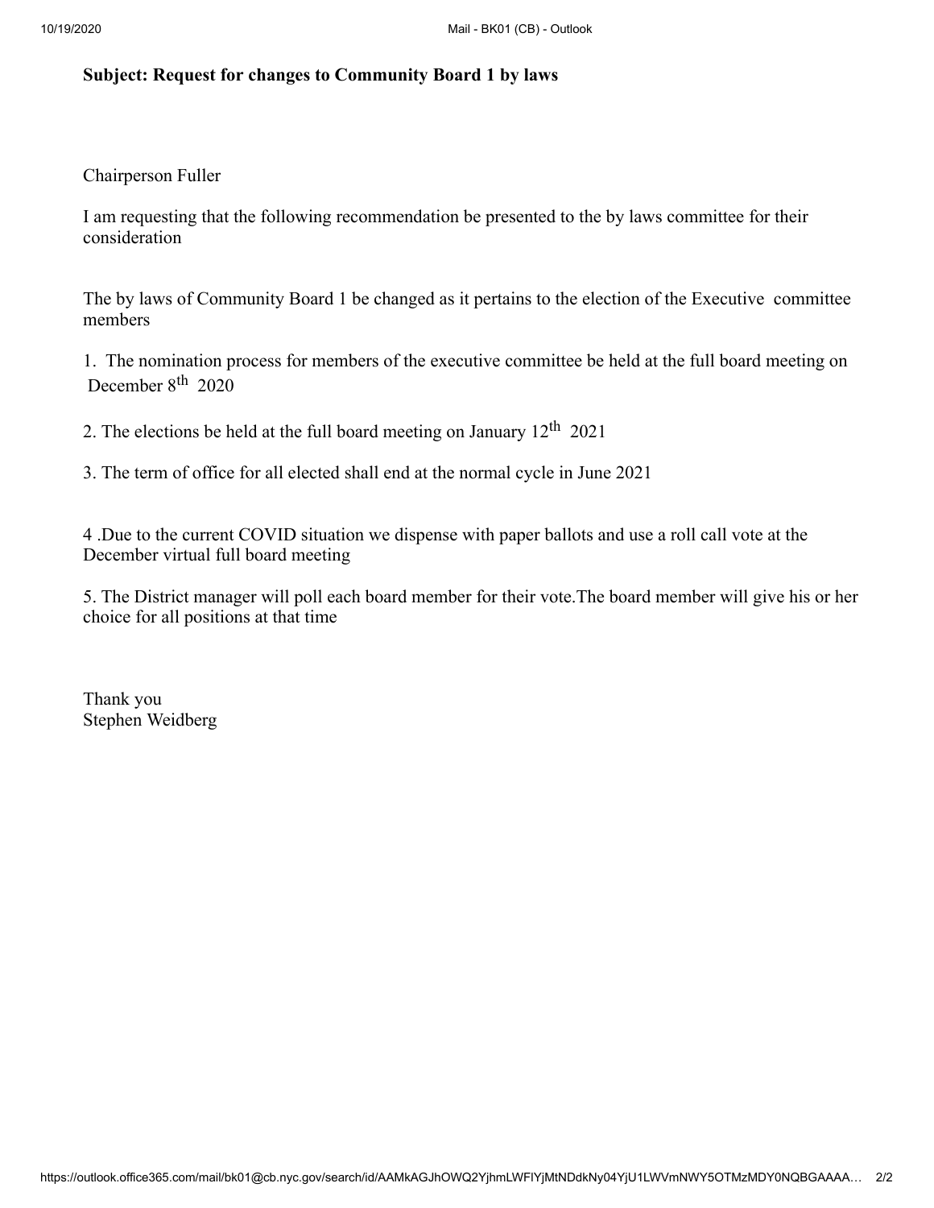**Subject: Request for changes to Community Board 1 by laws**

Chairperson Fuller

I am requesting that the following recommendation be presented to the by laws committee for their consideration

The by laws of Community Board 1 be changed as it pertains to the election of the Executive committee members

1. The nomination process for members of the executive committee be held at the full board meeting on December 8th 2020

2. The elections be held at the full board meeting on January 12th 2021

3. The term of office for all elected shall end at the normal cycle in June 2021

4 .Due to the current COVID situation we dispense with paper ballots and use a roll call vote at the December virtual full board meeting

5. The District manager will poll each board member for their vote.The board member will give his or her choice for all positions at that time

Thank you
Stephen Weidberg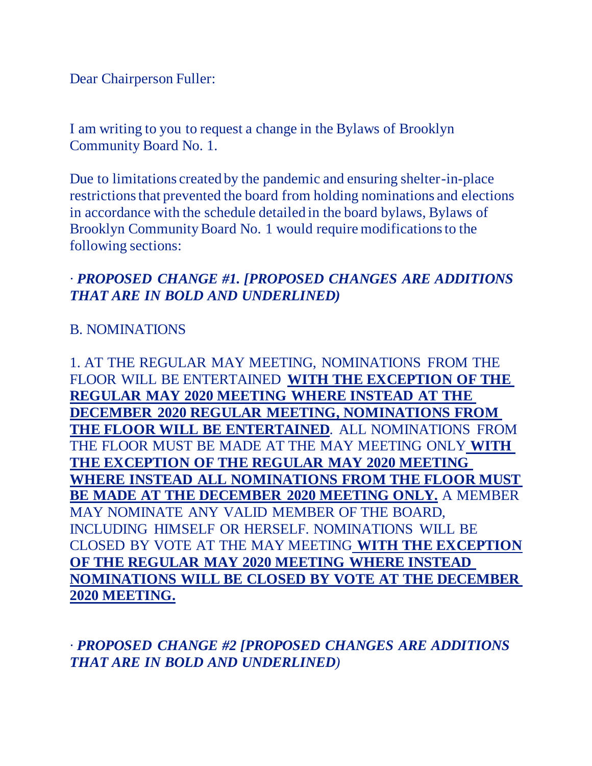Dear Chairperson Fuller:

I am writing to you to request a change in the Bylaws of Brooklyn Community Board No. 1.

Due to limitations created by the pandemic and ensuring shelter-in-place restrictions that prevented the board from holding nominations and elections in accordance with the schedule detailed in the board bylaws, Bylaws of Brooklyn Community Board No. 1 would require modifications to the following sections:

· ***PROPOSED CHANGE #1. [PROPOSED CHANGES ARE ADDITIONS THAT ARE IN BOLD AND UNDERLINED)***

B. NOMINATIONS

1. AT THE REGULAR MAY MEETING, NOMINATIONS FROM THE FLOOR WILL BE ENTERTAINED **<u>WITH THE EXCEPTION OF THE REGULAR MAY 2020 MEETING WHERE INSTEAD AT THE DECEMBER 2020 REGULAR MEETING, NOMINATIONS FROM THE FLOOR WILL BE ENTERTAINED</u>**. ALL NOMINATIONS FROM THE FLOOR MUST BE MADE AT THE MAY MEETING ONLY **<u>WITH THE EXCEPTION OF THE REGULAR MAY 2020 MEETING WHERE INSTEAD ALL NOMINATIONS FROM THE FLOOR MUST BE MADE AT THE DECEMBER 2020 MEETING ONLY.</u>** A MEMBER MAY NOMINATE ANY VALID MEMBER OF THE BOARD, INCLUDING HIMSELF OR HERSELF. NOMINATIONS WILL BE CLOSED BY VOTE AT THE MAY MEETING **<u>WITH THE EXCEPTION OF THE REGULAR MAY 2020 MEETING WHERE INSTEAD NOMINATIONS WILL BE CLOSED BY VOTE AT THE DECEMBER 2020 MEETING.</u>**

· ***PROPOSED CHANGE #2 [PROPOSED CHANGES ARE ADDITIONS THAT ARE IN BOLD AND UNDERLINED)***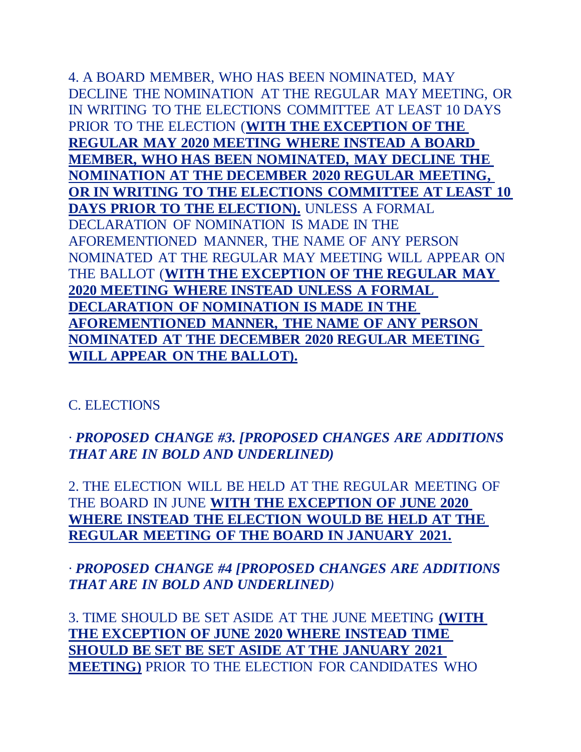4. A BOARD MEMBER, WHO HAS BEEN NOMINATED, MAY DECLINE THE NOMINATION AT THE REGULAR MAY MEETING, OR IN WRITING TO THE ELECTIONS COMMITTEE AT LEAST 10 DAYS PRIOR TO THE ELECTION (<u>**WITH THE EXCEPTION OF THE REGULAR MAY 2020 MEETING WHERE INSTEAD A BOARD MEMBER, WHO HAS BEEN NOMINATED, MAY DECLINE THE NOMINATION AT THE DECEMBER 2020 REGULAR MEETING, OR IN WRITING TO THE ELECTIONS COMMITTEE AT LEAST 10 DAYS PRIOR TO THE ELECTION).**</u> UNLESS A FORMAL DECLARATION OF NOMINATION IS MADE IN THE AFOREMENTIONED MANNER, THE NAME OF ANY PERSON NOMINATED AT THE REGULAR MAY MEETING WILL APPEAR ON THE BALLOT (<u>**WITH THE EXCEPTION OF THE REGULAR MAY 2020 MEETING WHERE INSTEAD UNLESS A FORMAL DECLARATION OF NOMINATION IS MADE IN THE AFOREMENTIONED MANNER, THE NAME OF ANY PERSON NOMINATED AT THE DECEMBER 2020 REGULAR MEETING WILL APPEAR ON THE BALLOT).**</u>

C. ELECTIONS

· ***PROPOSED CHANGE #3. [PROPOSED CHANGES ARE ADDITIONS THAT ARE IN BOLD AND UNDERLINED)***

2. THE ELECTION WILL BE HELD AT THE REGULAR MEETING OF THE BOARD IN JUNE <u>**WITH THE EXCEPTION OF JUNE 2020 WHERE INSTEAD THE ELECTION WOULD BE HELD AT THE REGULAR MEETING OF THE BOARD IN JANUARY 2021.**</u>

· ***PROPOSED CHANGE #4 [PROPOSED CHANGES ARE ADDITIONS THAT ARE IN BOLD AND UNDERLINED)***

3. TIME SHOULD BE SET ASIDE AT THE JUNE MEETING <u>**(WITH THE EXCEPTION OF JUNE 2020 WHERE INSTEAD TIME SHOULD BE SET BE SET ASIDE AT THE JANUARY 2021 MEETING)**</u> PRIOR TO THE ELECTION FOR CANDIDATES WHO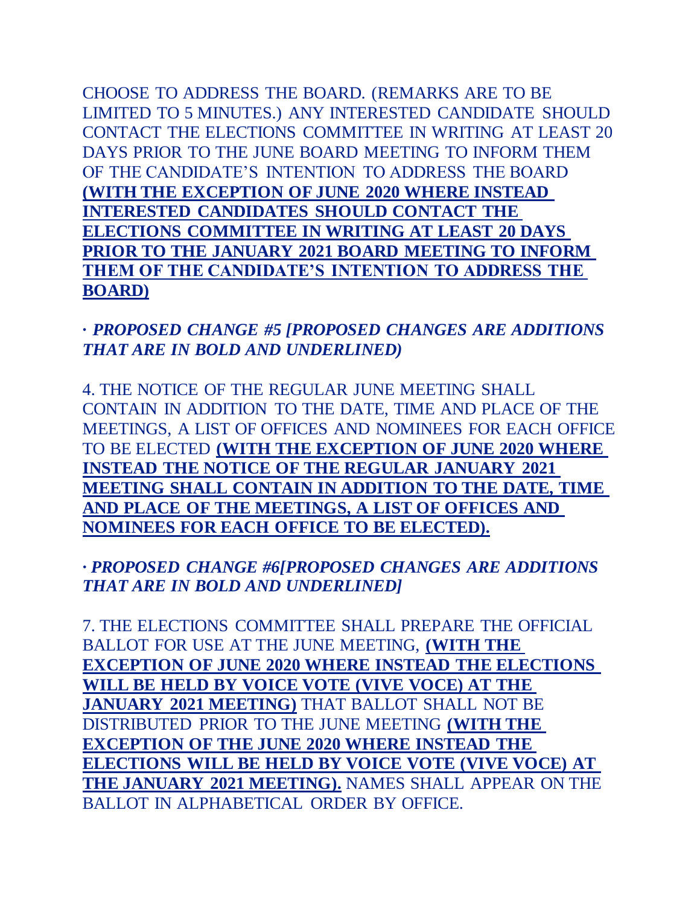CHOOSE TO ADDRESS THE BOARD. (REMARKS ARE TO BE LIMITED TO 5 MINUTES.) ANY INTERESTED CANDIDATE SHOULD CONTACT THE ELECTIONS COMMITTEE IN WRITING AT LEAST 20 DAYS PRIOR TO THE JUNE BOARD MEETING TO INFORM THEM OF THE CANDIDATE'S INTENTION TO ADDRESS THE BOARD <u>**(WITH THE EXCEPTION OF JUNE 2020 WHERE INSTEAD INTERESTED CANDIDATES SHOULD CONTACT THE ELECTIONS COMMITTEE IN WRITING AT LEAST 20 DAYS PRIOR TO THE JANUARY 2021 BOARD MEETING TO INFORM THEM OF THE CANDIDATE'S INTENTION TO ADDRESS THE BOARD)**</u>

· ***PROPOSED CHANGE #5 [PROPOSED CHANGES ARE ADDITIONS THAT ARE IN BOLD AND UNDERLINED)***

4. THE NOTICE OF THE REGULAR JUNE MEETING SHALL CONTAIN IN ADDITION TO THE DATE, TIME AND PLACE OF THE MEETINGS, A LIST OF OFFICES AND NOMINEES FOR EACH OFFICE TO BE ELECTED <u>**(WITH THE EXCEPTION OF JUNE 2020 WHERE INSTEAD THE NOTICE OF THE REGULAR JANUARY 2021 MEETING SHALL CONTAIN IN ADDITION TO THE DATE, TIME AND PLACE OF THE MEETINGS, A LIST OF OFFICES AND NOMINEES FOR EACH OFFICE TO BE ELECTED).**</u>

· ***PROPOSED CHANGE #6[PROPOSED CHANGES ARE ADDITIONS THAT ARE IN BOLD AND UNDERLINED]***

7. THE ELECTIONS COMMITTEE SHALL PREPARE THE OFFICIAL BALLOT FOR USE AT THE JUNE MEETING, <u>**(WITH THE EXCEPTION OF JUNE 2020 WHERE INSTEAD THE ELECTIONS WILL BE HELD BY VOICE VOTE (VIVE VOCE) AT THE JANUARY 2021 MEETING)**</u> THAT BALLOT SHALL NOT BE DISTRIBUTED PRIOR TO THE JUNE MEETING <u>**(WITH THE EXCEPTION OF THE JUNE 2020 WHERE INSTEAD THE ELECTIONS WILL BE HELD BY VOICE VOTE (VIVE VOCE) AT THE JANUARY 2021 MEETING).**</u> NAMES SHALL APPEAR ON THE BALLOT IN ALPHABETICAL ORDER BY OFFICE.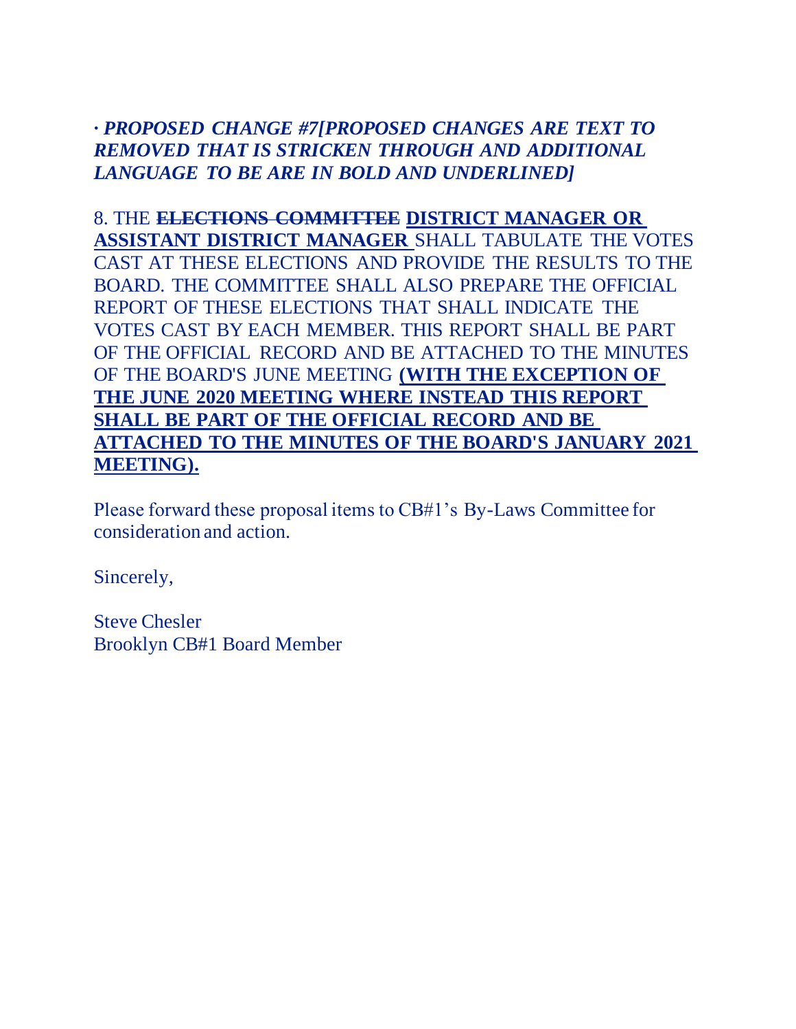· ***PROPOSED CHANGE #7[PROPOSED CHANGES ARE TEXT TO REMOVED THAT IS STRICKEN THROUGH AND ADDITIONAL LANGUAGE TO BE ARE IN BOLD AND UNDERLINED]***

8. THE ~~**ELECTIONS COMMITTEE**~~ <u>**DISTRICT MANAGER OR ASSISTANT DISTRICT MANAGER**</u> SHALL TABULATE THE VOTES CAST AT THESE ELECTIONS AND PROVIDE THE RESULTS TO THE BOARD. THE COMMITTEE SHALL ALSO PREPARE THE OFFICIAL REPORT OF THESE ELECTIONS THAT SHALL INDICATE THE VOTES CAST BY EACH MEMBER. THIS REPORT SHALL BE PART OF THE OFFICIAL RECORD AND BE ATTACHED TO THE MINUTES OF THE BOARD'S JUNE MEETING <u>**(WITH THE EXCEPTION OF THE JUNE 2020 MEETING WHERE INSTEAD THIS REPORT SHALL BE PART OF THE OFFICIAL RECORD AND BE ATTACHED TO THE MINUTES OF THE BOARD'S JANUARY 2021 MEETING).**</u>

Please forward these proposal items to CB#1's By-Laws Committee for consideration and action.

Sincerely,

Steve Chesler
Brooklyn CB#1 Board Member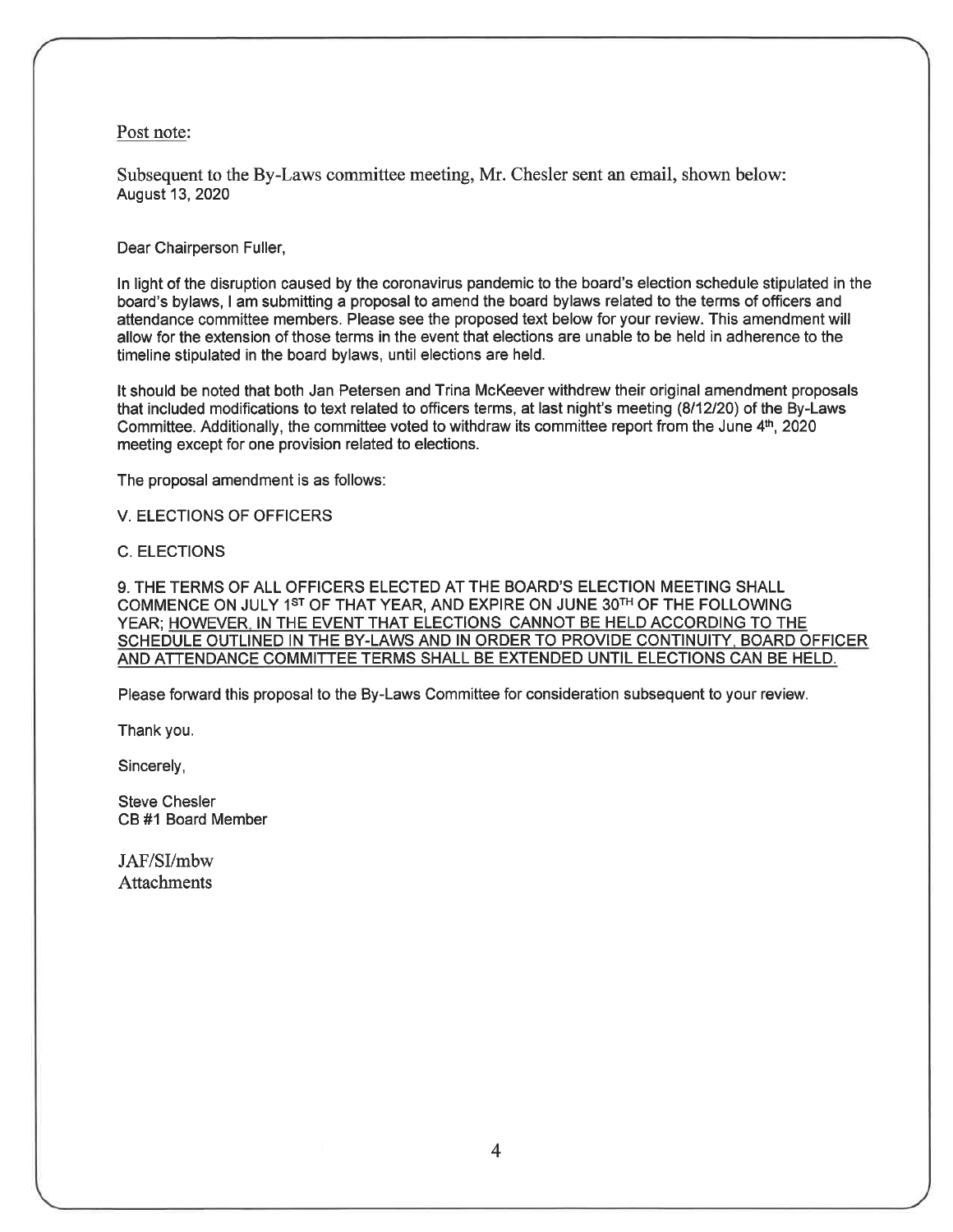Post note:

Subsequent to the By-Laws committee meeting, Mr. Chesler sent an email, shown below:
August 13, 2020

Dear Chairperson Fuller,

In light of the disruption caused by the coronavirus pandemic to the board's election schedule stipulated in the board's bylaws, I am submitting a proposal to amend the board bylaws related to the terms of officers and attendance committee members. Please see the proposed text below for your review. This amendment will allow for the extension of those terms in the event that elections are unable to be held in adherence to the timeline stipulated in the board bylaws, until elections are held.

It should be noted that both Jan Petersen and Trina McKeever withdrew their original amendment proposals that included modifications to text related to officers terms, at last night's meeting (8/12/20) of the By-Laws Committee. Additionally, the committee voted to withdraw its committee report from the June 4th, 2020 meeting except for one provision related to elections.

The proposal amendment is as follows:

V. ELECTIONS OF OFFICERS

C. ELECTIONS

9. THE TERMS OF ALL OFFICERS ELECTED AT THE BOARD'S ELECTION MEETING SHALL COMMENCE ON JULY 1ST OF THAT YEAR, AND EXPIRE ON JUNE 30TH OF THE FOLLOWING YEAR; <u>HOWEVER, IN THE EVENT THAT ELECTIONS CANNOT BE HELD ACCORDING TO THE SCHEDULE OUTLINED IN THE BY-LAWS AND IN ORDER TO PROVIDE CONTINUITY, BOARD OFFICER AND ATTENDANCE COMMITTEE TERMS SHALL BE EXTENDED UNTIL ELECTIONS CAN BE HELD.</u>

Please forward this proposal to the By-Laws Committee for consideration subsequent to your review.

Thank you.

Sincerely,

Steve Chesler
CB #1 Board Member

JAF/SI/mbw
Attachments